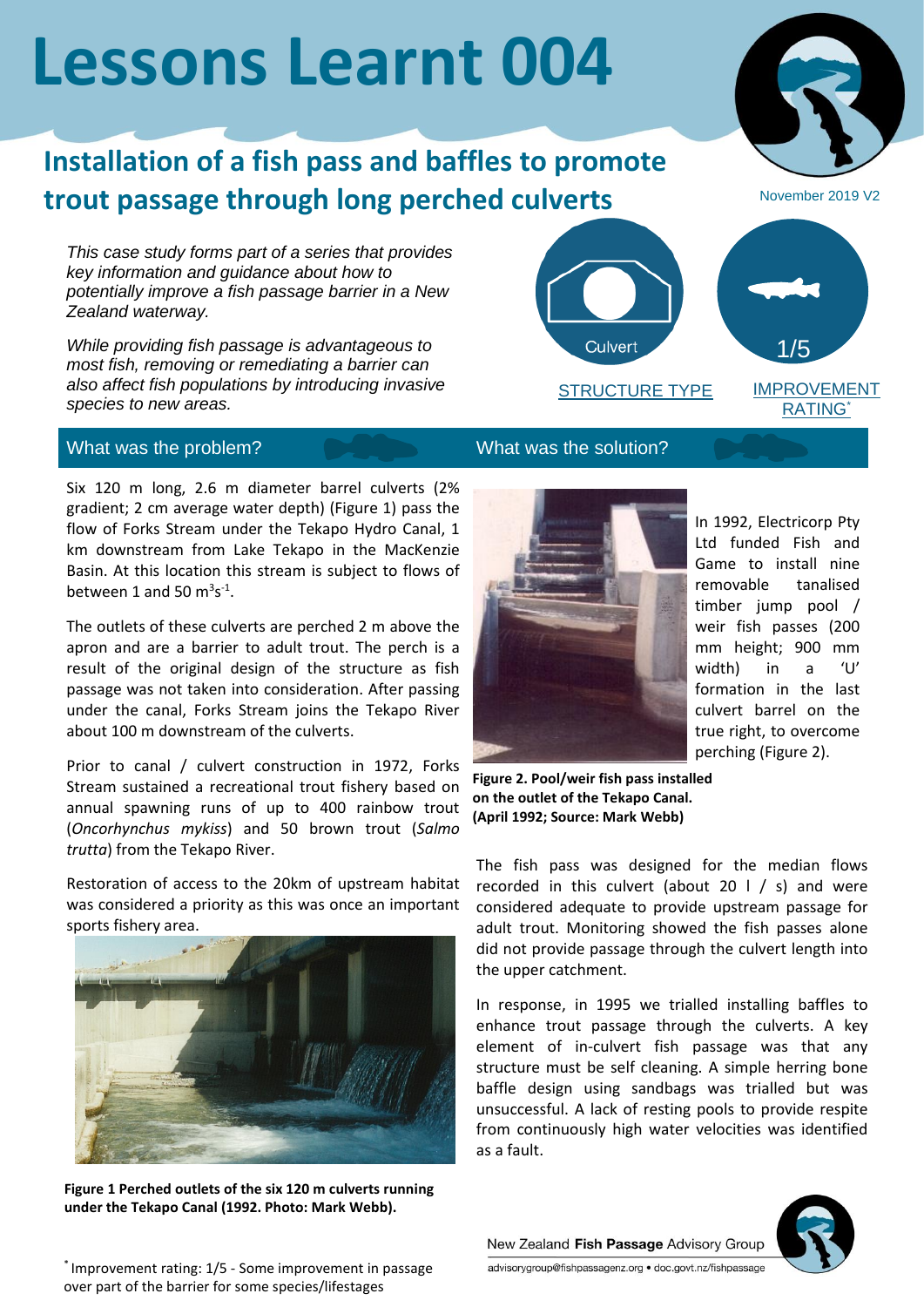# Lessons Learnt 004

## Installation of a fish pass and baffles to promote trout passage through long perched culverts

November 2019 V2

*This case study forms part of a series that provides key information and guidance about how to potentially improve a fish passage barrier in a New Zealand waterway.*

*While providing fish passage is advantageous to most fish, removing or remediating a barrier can also affect fish populations by introducing invasive species to new areas.*

Culvert — STRUCTURE TYPE

1/5 — IMPROVEMENT RATING*

### What was the problem?

Six 120 m long, 2.6 m diameter barrel culverts (2% gradient; 2 cm average water depth) (Figure 1) pass the flow of Forks Stream under the Tekapo Hydro Canal, 1 km downstream from Lake Tekapo in the MacKenzie Basin. At this location this stream is subject to flows of between 1 and 50 $m^3s^{-1}$.

The outlets of these culverts are perched 2 m above the apron and are a barrier to adult trout. The perch is a result of the original design of the structure as fish passage was not taken into consideration. After passing under the canal, Forks Stream joins the Tekapo River about 100 m downstream of the culverts.

Prior to canal / culvert construction in 1972, Forks Stream sustained a recreational trout fishery based on annual spawning runs of up to 400 rainbow trout (*Oncorhynchus mykiss*) and 50 brown trout (*Salmo trutta*) from the Tekapo River.

Restoration of access to the 20km of upstream habitat was considered a priority as this was once an important sports fishery area.

**Figure 1 Perched outlets of the six 120 m culverts running under the Tekapo Canal (1992. Photo: Mark Webb).**

### What was the solution?

In 1992, Electricorp Pty Ltd funded Fish and Game to install nine removable tanalised timber jump pool / weir fish passes (200 mm height; 900 mm width) in a 'U' formation in the last culvert barrel on the true right, to overcome perching (Figure 2).

**Figure 2. Pool/weir fish pass installed on the outlet of the Tekapo Canal. (April 1992; Source: Mark Webb)**

The fish pass was designed for the median flows recorded in this culvert (about 20 l / s) and were considered adequate to provide upstream passage for adult trout. Monitoring showed the fish passes alone did not provide passage through the culvert length into the upper catchment.

In response, in 1995 we trialled installing baffles to enhance trout passage through the culverts. A key element of in-culvert fish passage was that any structure must be self cleaning. A simple herring bone baffle design using sandbags was trialled but was unsuccessful. A lack of resting pools to provide respite from continuously high water velocities was identified as a fault.

* Improvement rating: 1/5 - Some improvement in passage over part of the barrier for some species/lifestages

New Zealand **Fish Passage** Advisory Group
advisorygroup@fishpassagenz.org • doc.govt.nz/fishpassage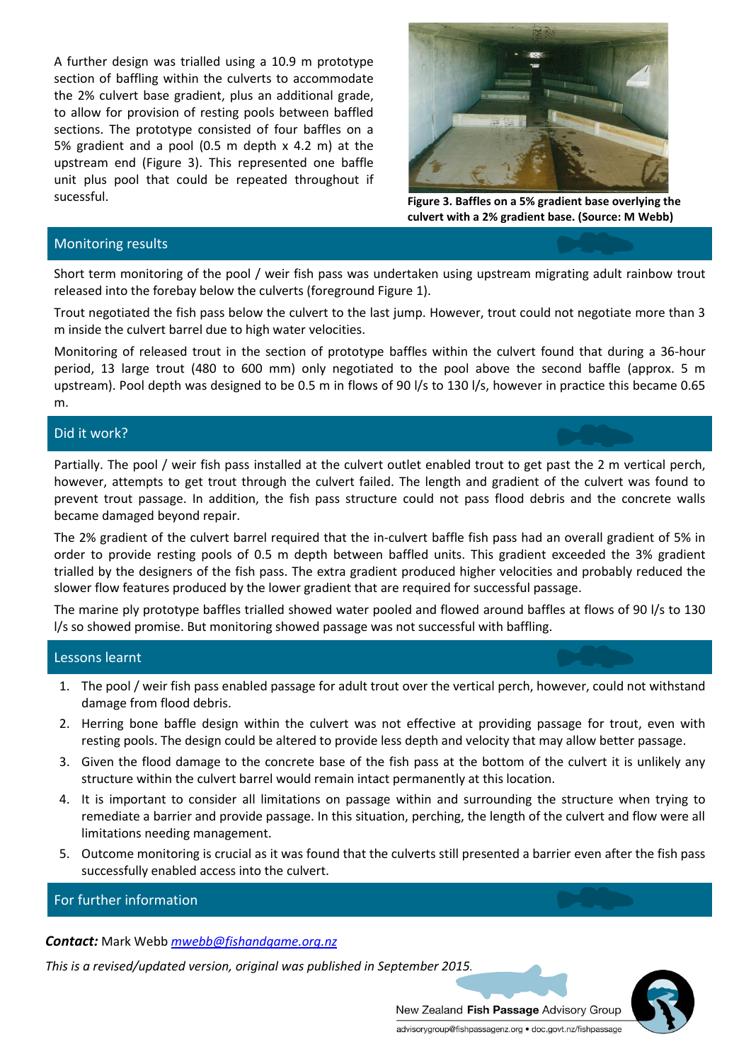A further design was trialled using a 10.9 m prototype section of baffling within the culverts to accommodate the 2% culvert base gradient, plus an additional grade, to allow for provision of resting pools between baffled sections. The prototype consisted of four baffles on a 5% gradient and a pool (0.5 m depth x 4.2 m) at the upstream end (Figure 3). This represented one baffle unit plus pool that could be repeated throughout if sucessful.

**Figure 3. Baffles on a 5% gradient base overlying the culvert with a 2% gradient base. (Source: M Webb)**

## Monitoring results

Short term monitoring of the pool / weir fish pass was undertaken using upstream migrating adult rainbow trout released into the forebay below the culverts (foreground Figure 1).

Trout negotiated the fish pass below the culvert to the last jump. However, trout could not negotiate more than 3 m inside the culvert barrel due to high water velocities.

Monitoring of released trout in the section of prototype baffles within the culvert found that during a 36-hour period, 13 large trout (480 to 600 mm) only negotiated to the pool above the second baffle (approx. 5 m upstream). Pool depth was designed to be 0.5 m in flows of 90 l/s to 130 l/s, however in practice this became 0.65 m.

## Did it work?

Partially. The pool / weir fish pass installed at the culvert outlet enabled trout to get past the 2 m vertical perch, however, attempts to get trout through the culvert failed. The length and gradient of the culvert was found to prevent trout passage. In addition, the fish pass structure could not pass flood debris and the concrete walls became damaged beyond repair.

The 2% gradient of the culvert barrel required that the in-culvert baffle fish pass had an overall gradient of 5% in order to provide resting pools of 0.5 m depth between baffled units. This gradient exceeded the 3% gradient trialled by the designers of the fish pass. The extra gradient produced higher velocities and probably reduced the slower flow features produced by the lower gradient that are required for successful passage.

The marine ply prototype baffles trialled showed water pooled and flowed around baffles at flows of 90 l/s to 130 l/s so showed promise. But monitoring showed passage was not successful with baffling.

## Lessons learnt

1. The pool / weir fish pass enabled passage for adult trout over the vertical perch, however, could not withstand damage from flood debris.
2. Herring bone baffle design within the culvert was not effective at providing passage for trout, even with resting pools. The design could be altered to provide less depth and velocity that may allow better passage.
3. Given the flood damage to the concrete base of the fish pass at the bottom of the culvert it is unlikely any structure within the culvert barrel would remain intact permanently at this location.
4. It is important to consider all limitations on passage within and surrounding the structure when trying to remediate a barrier and provide passage. In this situation, perching, the length of the culvert and flow were all limitations needing management.
5. Outcome monitoring is crucial as it was found that the culverts still presented a barrier even after the fish pass successfully enabled access into the culvert.

## For further information

***Contact:*** Mark Webb [mwebb@fishandgame.org.nz](mailto:mwebb@fishandgame.org.nz)

*This is a revised/updated version, original was published in September 2015.*

New Zealand **Fish Passage** Advisory Group

advisorygroup@fishpassagenz.org • doc.govt.nz/fishpassage